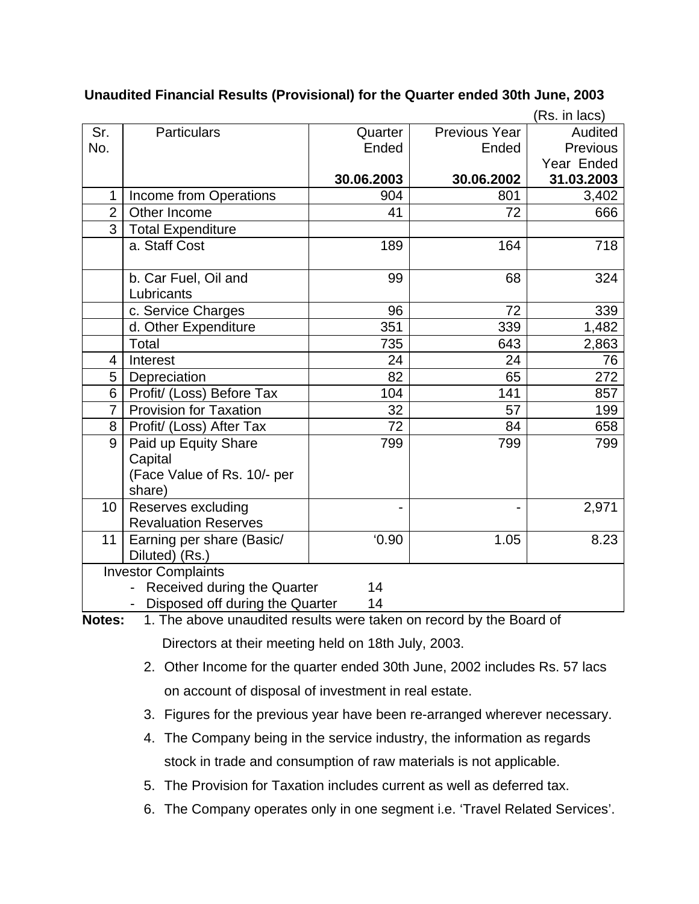**Unaudited Financial Results (Provisional) for the Quarter ended 30th June, 2003**

(Rs. in lacs)

| Sr. No. | Particulars | Quarter Ended **30.06.2003** | Previous Year Ended **30.06.2002** | Audited Previous Year Ended **31.03.2003** |
|---|---|---|---|---|
| 1 | Income from Operations | 904 | 801 | 3,402 |
| 2 | Other Income | 41 | 72 | 666 |
| 3 | Total Expenditure | | | |
| | a. Staff Cost | 189 | 164 | 718 |
| | b. Car Fuel, Oil and Lubricants | 99 | 68 | 324 |
| | c. Service Charges | 96 | 72 | 339 |
| | d. Other Expenditure | 351 | 339 | 1,482 |
| | Total | 735 | 643 | 2,863 |
| 4 | Interest | 24 | 24 | 76 |
| 5 | Depreciation | 82 | 65 | 272 |
| 6 | Profit/ (Loss) Before Tax | 104 | 141 | 857 |
| 7 | Provision for Taxation | 32 | 57 | 199 |
| 8 | Profit/ (Loss) After Tax | 72 | 84 | 658 |
| 9 | Paid up Equity Share Capital (Face Value of Rs. 10/- per share) | 799 | 799 | 799 |
| 10 | Reserves excluding Revaluation Reserves | - | - | 2,971 |
| 11 | Earning per share (Basic/ Diluted) (Rs.) | '0.90 | 1.05 | 8.23 |

Investor Complaints

- Received during the Quarter 14
- Disposed off during the Quarter 14

**Notes:**

1. The above unaudited results were taken on record by the Board of Directors at their meeting held on 18th July, 2003.
2. Other Income for the quarter ended 30th June, 2002 includes Rs. 57 lacs on account of disposal of investment in real estate.
3. Figures for the previous year have been re-arranged wherever necessary.
4. The Company being in the service industry, the information as regards stock in trade and consumption of raw materials is not applicable.
5. The Provision for Taxation includes current as well as deferred tax.
6. The Company operates only in one segment i.e. 'Travel Related Services'.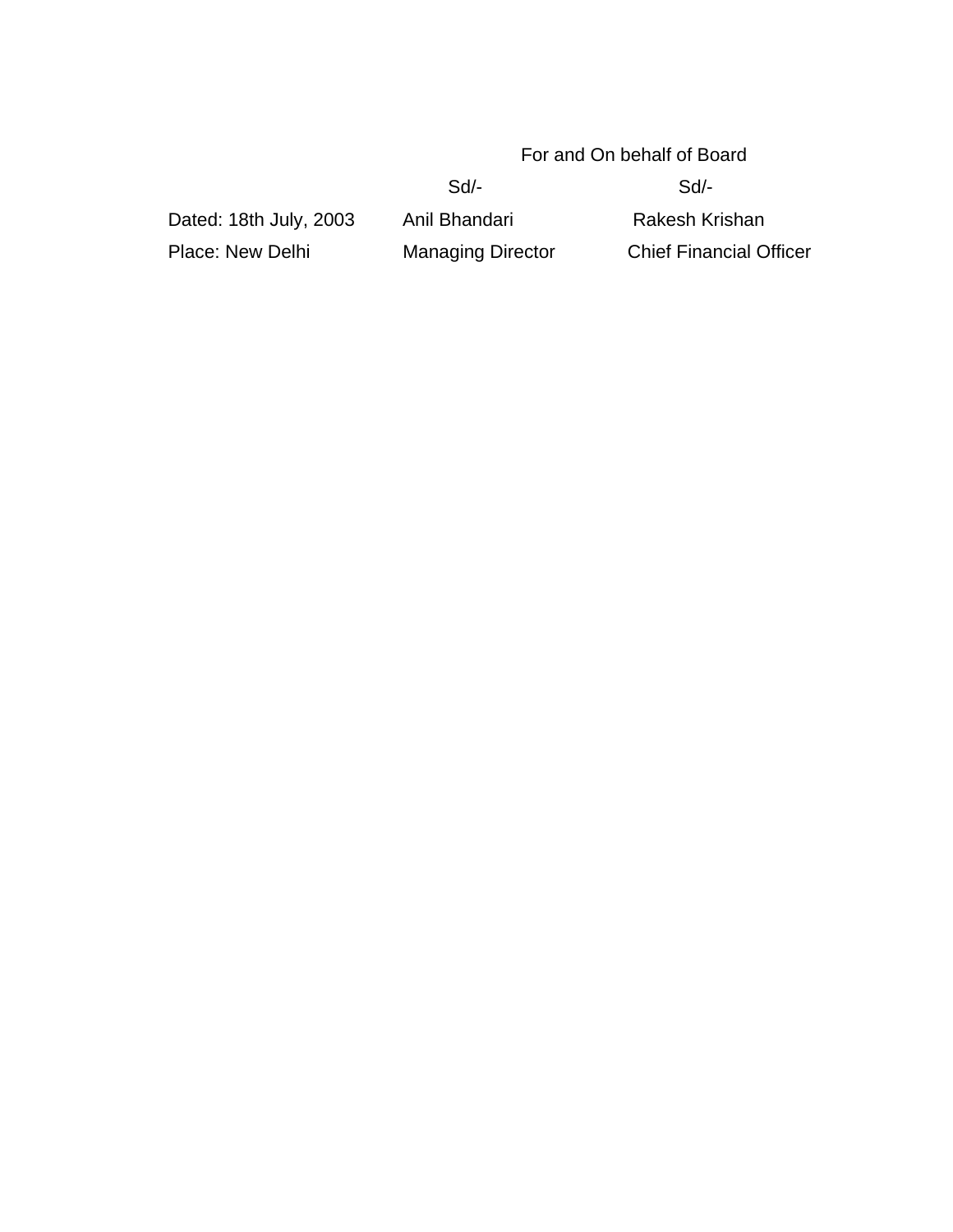For and On behalf of Board

| | | |
|---|---|---|
| | Sd/- | Sd/- |
| Dated: 18th July, 2003 | Anil Bhandari | Rakesh Krishan |
| Place: New Delhi | Managing Director | Chief Financial Officer |